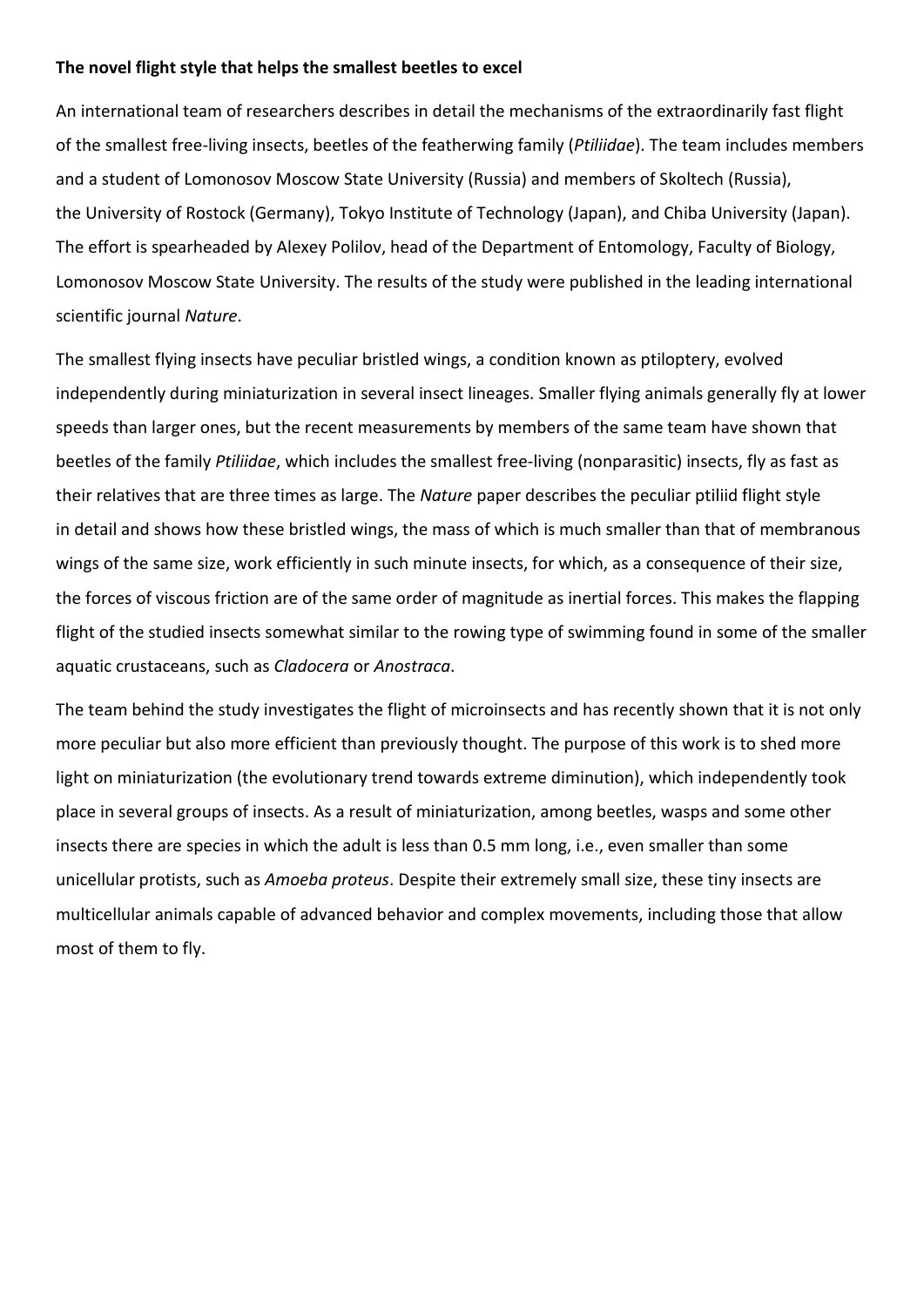**The novel flight style that helps the smallest beetles to excel**

An international team of researchers describes in detail the mechanisms of the extraordinarily fast flight of the smallest free-living insects, beetles of the featherwing family (*Ptiliidae*). The team includes members and a student of Lomonosov Moscow State University (Russia) and members of Skoltech (Russia), the University of Rostock (Germany), Tokyo Institute of Technology (Japan), and Chiba University (Japan). The effort is spearheaded by Alexey Polilov, head of the Department of Entomology, Faculty of Biology, Lomonosov Moscow State University. The results of the study were published in the leading international scientific journal *Nature*.

The smallest flying insects have peculiar bristled wings, a condition known as ptiloptery, evolved independently during miniaturization in several insect lineages. Smaller flying animals generally fly at lower speeds than larger ones, but the recent measurements by members of the same team have shown that beetles of the family *Ptiliidae*, which includes the smallest free-living (nonparasitic) insects, fly as fast as their relatives that are three times as large. The *Nature* paper describes the peculiar ptiliid flight style in detail and shows how these bristled wings, the mass of which is much smaller than that of membranous wings of the same size, work efficiently in such minute insects, for which, as a consequence of their size, the forces of viscous friction are of the same order of magnitude as inertial forces. This makes the flapping flight of the studied insects somewhat similar to the rowing type of swimming found in some of the smaller aquatic crustaceans, such as *Cladocera* or *Anostraca*.

The team behind the study investigates the flight of microinsects and has recently shown that it is not only more peculiar but also more efficient than previously thought. The purpose of this work is to shed more light on miniaturization (the evolutionary trend towards extreme diminution), which independently took place in several groups of insects. As a result of miniaturization, among beetles, wasps and some other insects there are species in which the adult is less than 0.5 mm long, i.e., even smaller than some unicellular protists, such as *Amoeba proteus*. Despite their extremely small size, these tiny insects are multicellular animals capable of advanced behavior and complex movements, including those that allow most of them to fly.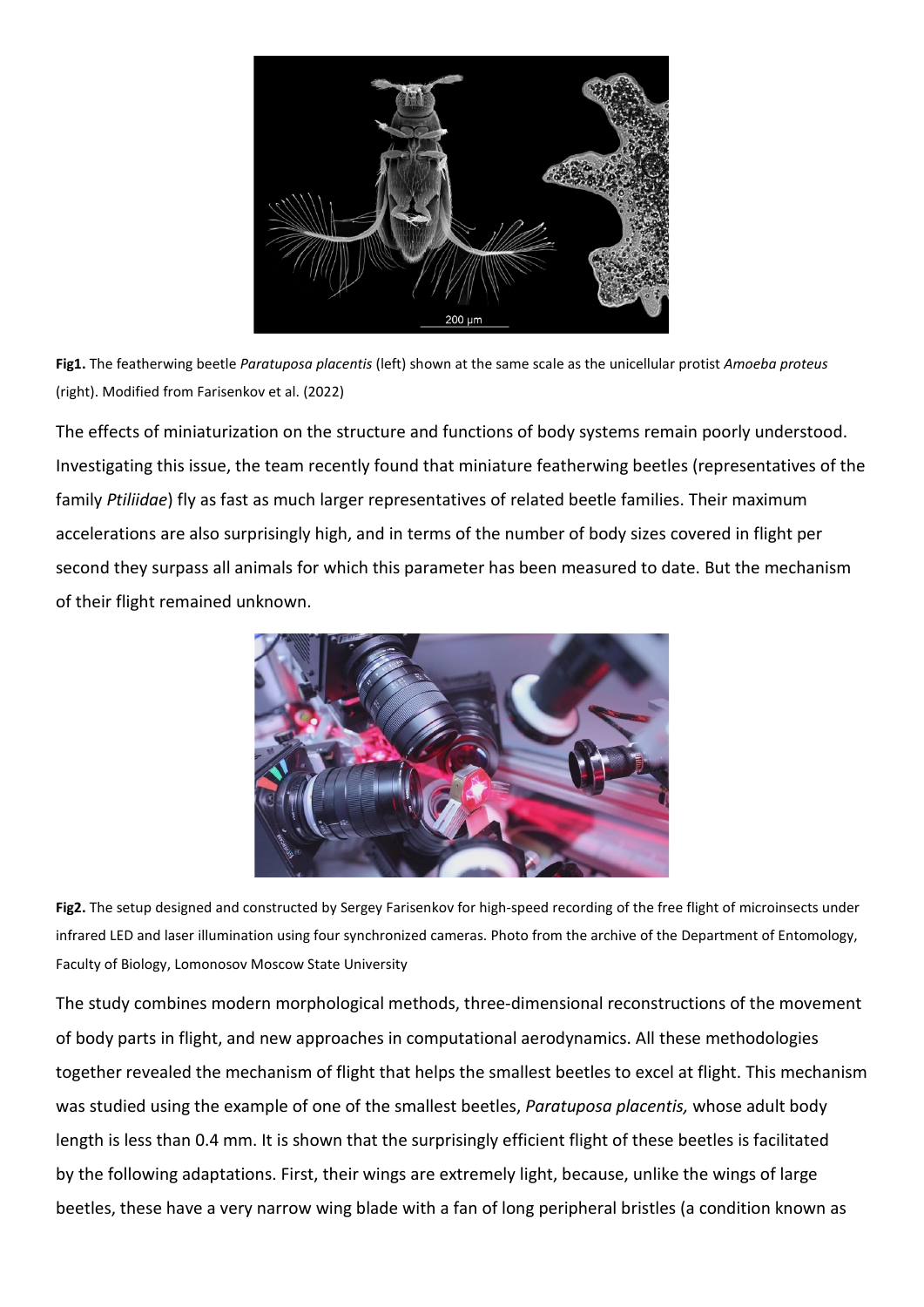**Fig1.** The featherwing beetle *Paratuposa placentis* (left) shown at the same scale as the unicellular protist *Amoeba proteus* (right). Modified from Farisenkov et al. (2022)

The effects of miniaturization on the structure and functions of body systems remain poorly understood. Investigating this issue, the team recently found that miniature featherwing beetles (representatives of the family *Ptiliidae*) fly as fast as much larger representatives of related beetle families. Their maximum accelerations are also surprisingly high, and in terms of the number of body sizes covered in flight per second they surpass all animals for which this parameter has been measured to date. But the mechanism of their flight remained unknown.

**Fig2.** The setup designed and constructed by Sergey Farisenkov for high-speed recording of the free flight of microinsects under infrared LED and laser illumination using four synchronized cameras. Photo from the archive of the Department of Entomology, Faculty of Biology, Lomonosov Moscow State University

The study combines modern morphological methods, three-dimensional reconstructions of the movement of body parts in flight, and new approaches in computational aerodynamics. All these methodologies together revealed the mechanism of flight that helps the smallest beetles to excel at flight. This mechanism was studied using the example of one of the smallest beetles, *Paratuposa placentis,* whose adult body length is less than 0.4 mm. It is shown that the surprisingly efficient flight of these beetles is facilitated by the following adaptations. First, their wings are extremely light, because, unlike the wings of large beetles, these have a very narrow wing blade with a fan of long peripheral bristles (a condition known as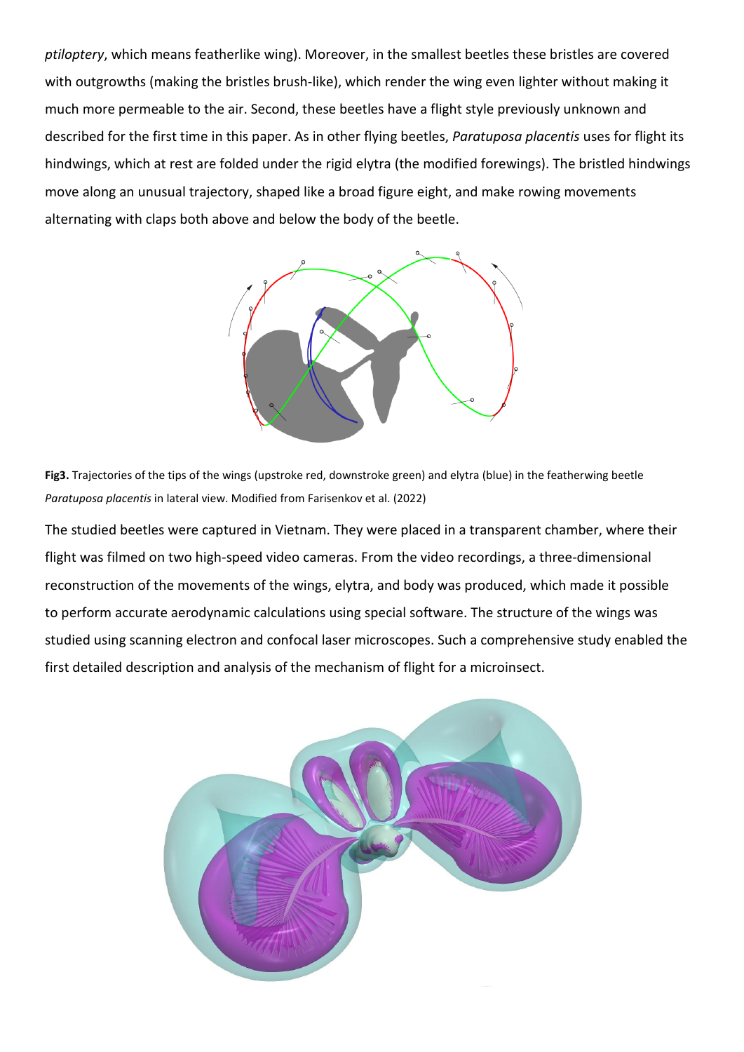*ptiloptery*, which means featherlike wing). Moreover, in the smallest beetles these bristles are covered with outgrowths (making the bristles brush-like), which render the wing even lighter without making it much more permeable to the air. Second, these beetles have a flight style previously unknown and described for the first time in this paper. As in other flying beetles, *Paratuposa placentis* uses for flight its hindwings, which at rest are folded under the rigid elytra (the modified forewings). The bristled hindwings move along an unusual trajectory, shaped like a broad figure eight, and make rowing movements alternating with claps both above and below the body of the beetle.

**Fig3.** Trajectories of the tips of the wings (upstroke red, downstroke green) and elytra (blue) in the featherwing beetle *Paratuposa placentis* in lateral view. Modified from Farisenkov et al. (2022)

The studied beetles were captured in Vietnam. They were placed in a transparent chamber, where their flight was filmed on two high-speed video cameras. From the video recordings, a three-dimensional reconstruction of the movements of the wings, elytra, and body was produced, which made it possible to perform accurate aerodynamic calculations using special software. The structure of the wings was studied using scanning electron and confocal laser microscopes. Such a comprehensive study enabled the first detailed description and analysis of the mechanism of flight for a microinsect.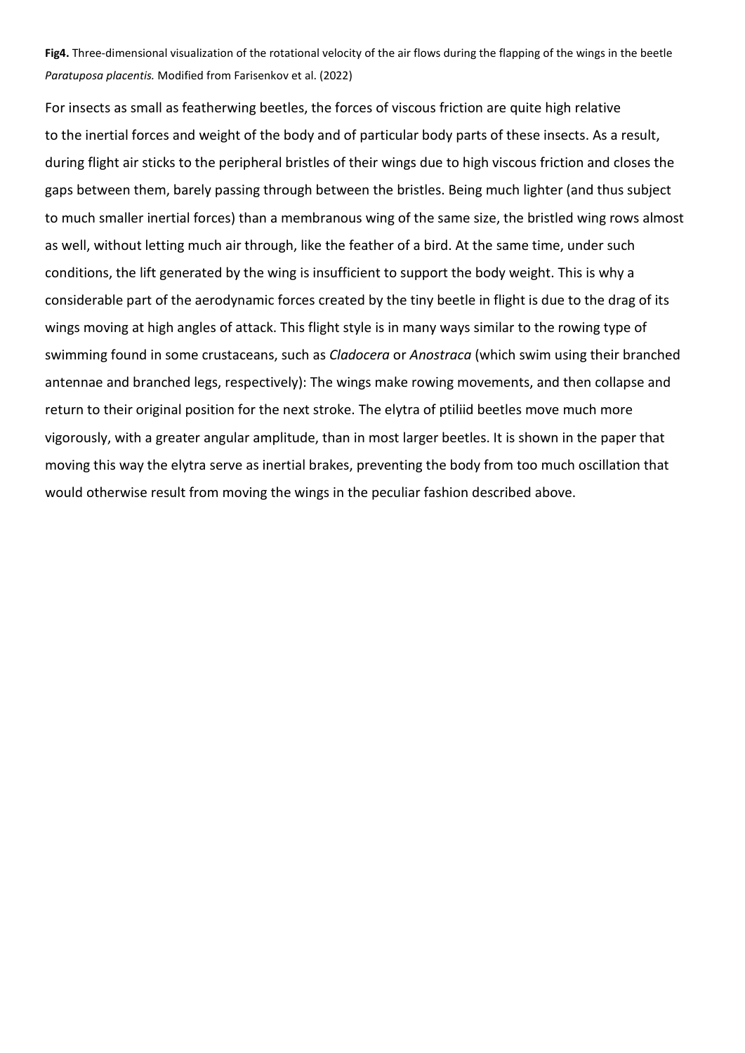**Fig4.** Three-dimensional visualization of the rotational velocity of the air flows during the flapping of the wings in the beetle *Paratuposa placentis.* Modified from Farisenkov et al. (2022)

For insects as small as featherwing beetles, the forces of viscous friction are quite high relative to the inertial forces and weight of the body and of particular body parts of these insects. As a result, during flight air sticks to the peripheral bristles of their wings due to high viscous friction and closes the gaps between them, barely passing through between the bristles. Being much lighter (and thus subject to much smaller inertial forces) than a membranous wing of the same size, the bristled wing rows almost as well, without letting much air through, like the feather of a bird. At the same time, under such conditions, the lift generated by the wing is insufficient to support the body weight. This is why a considerable part of the aerodynamic forces created by the tiny beetle in flight is due to the drag of its wings moving at high angles of attack. This flight style is in many ways similar to the rowing type of swimming found in some crustaceans, such as *Cladocera* or *Anostraca* (which swim using their branched antennae and branched legs, respectively): The wings make rowing movements, and then collapse and return to their original position for the next stroke. The elytra of ptiliid beetles move much more vigorously, with a greater angular amplitude, than in most larger beetles. It is shown in the paper that moving this way the elytra serve as inertial brakes, preventing the body from too much oscillation that would otherwise result from moving the wings in the peculiar fashion described above.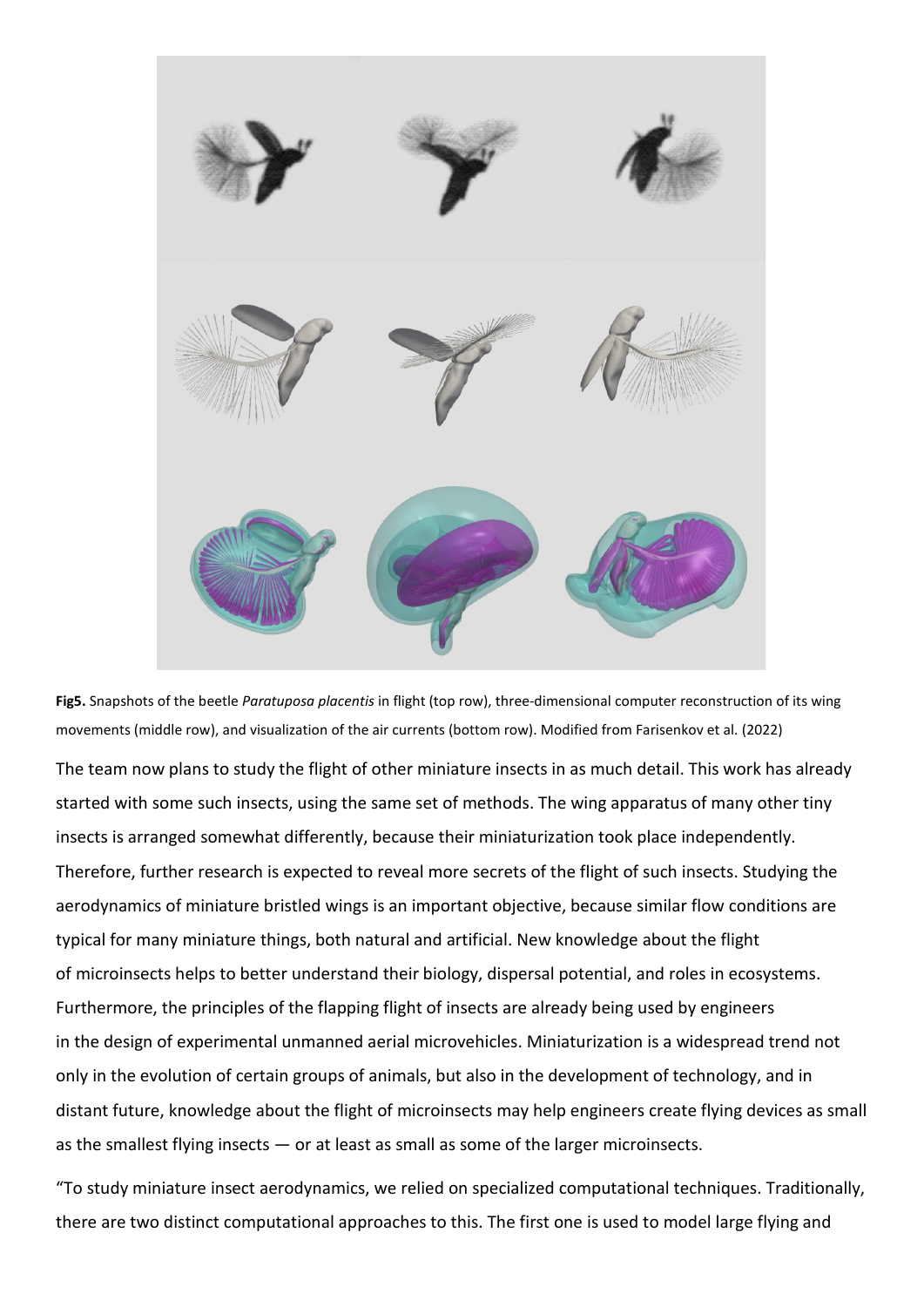**Fig5.** Snapshots of the beetle *Paratuposa placentis* in flight (top row), three-dimensional computer reconstruction of its wing movements (middle row), and visualization of the air currents (bottom row). Modified from Farisenkov et al. (2022)

The team now plans to study the flight of other miniature insects in as much detail. This work has already started with some such insects, using the same set of methods. The wing apparatus of many other tiny insects is arranged somewhat differently, because their miniaturization took place independently. Therefore, further research is expected to reveal more secrets of the flight of such insects. Studying the aerodynamics of miniature bristled wings is an important objective, because similar flow conditions are typical for many miniature things, both natural and artificial. New knowledge about the flight of microinsects helps to better understand their biology, dispersal potential, and roles in ecosystems. Furthermore, the principles of the flapping flight of insects are already being used by engineers in the design of experimental unmanned aerial microvehicles. Miniaturization is a widespread trend not only in the evolution of certain groups of animals, but also in the development of technology, and in distant future, knowledge about the flight of microinsects may help engineers create flying devices as small as the smallest flying insects — or at least as small as some of the larger microinsects.

"To study miniature insect aerodynamics, we relied on specialized computational techniques. Traditionally, there are two distinct computational approaches to this. The first one is used to model large flying and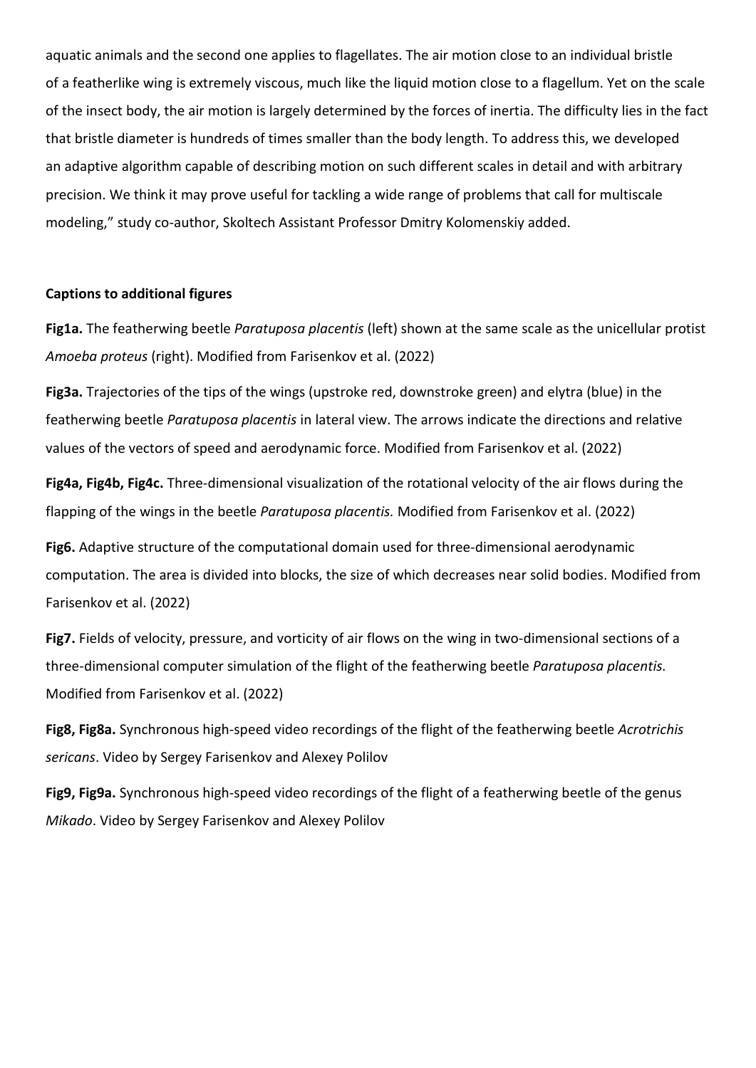aquatic animals and the second one applies to flagellates. The air motion close to an individual bristle of a featherlike wing is extremely viscous, much like the liquid motion close to a flagellum. Yet on the scale of the insect body, the air motion is largely determined by the forces of inertia. The difficulty lies in the fact that bristle diameter is hundreds of times smaller than the body length. To address this, we developed an adaptive algorithm capable of describing motion on such different scales in detail and with arbitrary precision. We think it may prove useful for tackling a wide range of problems that call for multiscale modeling," study co-author, Skoltech Assistant Professor Dmitry Kolomenskiy added.

**Captions to additional figures**

**Fig1a.** The featherwing beetle *Paratuposa placentis* (left) shown at the same scale as the unicellular protist *Amoeba proteus* (right). Modified from Farisenkov et al. (2022)

**Fig3a.** Trajectories of the tips of the wings (upstroke red, downstroke green) and elytra (blue) in the featherwing beetle *Paratuposa placentis* in lateral view. The arrows indicate the directions and relative values of the vectors of speed and aerodynamic force. Modified from Farisenkov et al. (2022)

**Fig4a, Fig4b, Fig4c.** Three-dimensional visualization of the rotational velocity of the air flows during the flapping of the wings in the beetle *Paratuposa placentis.* Modified from Farisenkov et al. (2022)

**Fig6.** Adaptive structure of the computational domain used for three-dimensional aerodynamic computation. The area is divided into blocks, the size of which decreases near solid bodies. Modified from Farisenkov et al. (2022)

**Fig7.** Fields of velocity, pressure, and vorticity of air flows on the wing in two-dimensional sections of a three-dimensional computer simulation of the flight of the featherwing beetle *Paratuposa placentis.* Modified from Farisenkov et al. (2022)

**Fig8, Fig8a.** Synchronous high-speed video recordings of the flight of the featherwing beetle *Acrotrichis sericans*. Video by Sergey Farisenkov and Alexey Polilov

**Fig9, Fig9a.** Synchronous high-speed video recordings of the flight of a featherwing beetle of the genus *Mikado*. Video by Sergey Farisenkov and Alexey Polilov